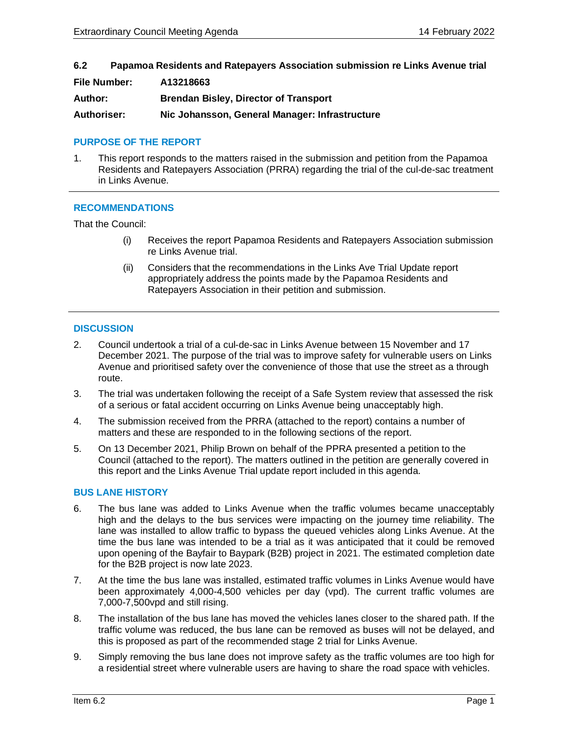## 6.2 Papamoa Residents and Ratepayers Association submission re Links Avenue trial

**File Number:** A13218663

**Author:** Brendan Bisley, Director of Transport

**Authoriser:** Nic Johansson, General Manager: Infrastructure

### PURPOSE OF THE REPORT

1. This report responds to the matters raised in the submission and petition from the Papamoa Residents and Ratepayers Association (PRRA) regarding the trial of the cul-de-sac treatment in Links Avenue.

### RECOMMENDATIONS

That the Council:

(i) Receives the report Papamoa Residents and Ratepayers Association submission re Links Avenue trial.

(ii) Considers that the recommendations in the Links Ave Trial Update report appropriately address the points made by the Papamoa Residents and Ratepayers Association in their petition and submission.

### DISCUSSION

2. Council undertook a trial of a cul-de-sac in Links Avenue between 15 November and 17 December 2021. The purpose of the trial was to improve safety for vulnerable users on Links Avenue and prioritised safety over the convenience of those that use the street as a through route.

3. The trial was undertaken following the receipt of a Safe System review that assessed the risk of a serious or fatal accident occurring on Links Avenue being unacceptably high.

4. The submission received from the PRRA (attached to the report) contains a number of matters and these are responded to in the following sections of the report.

5. On 13 December 2021, Philip Brown on behalf of the PPRA presented a petition to the Council (attached to the report). The matters outlined in the petition are generally covered in this report and the Links Avenue Trial update report included in this agenda.

### BUS LANE HISTORY

6. The bus lane was added to Links Avenue when the traffic volumes became unacceptably high and the delays to the bus services were impacting on the journey time reliability. The lane was installed to allow traffic to bypass the queued vehicles along Links Avenue. At the time the bus lane was intended to be a trial as it was anticipated that it could be removed upon opening of the Bayfair to Baypark (B2B) project in 2021. The estimated completion date for the B2B project is now late 2023.

7. At the time the bus lane was installed, estimated traffic volumes in Links Avenue would have been approximately 4,000-4,500 vehicles per day (vpd). The current traffic volumes are 7,000-7,500vpd and still rising.

8. The installation of the bus lane has moved the vehicles lanes closer to the shared path. If the traffic volume was reduced, the bus lane can be removed as buses will not be delayed, and this is proposed as part of the recommended stage 2 trial for Links Avenue.

9. Simply removing the bus lane does not improve safety as the traffic volumes are too high for a residential street where vulnerable users are having to share the road space with vehicles.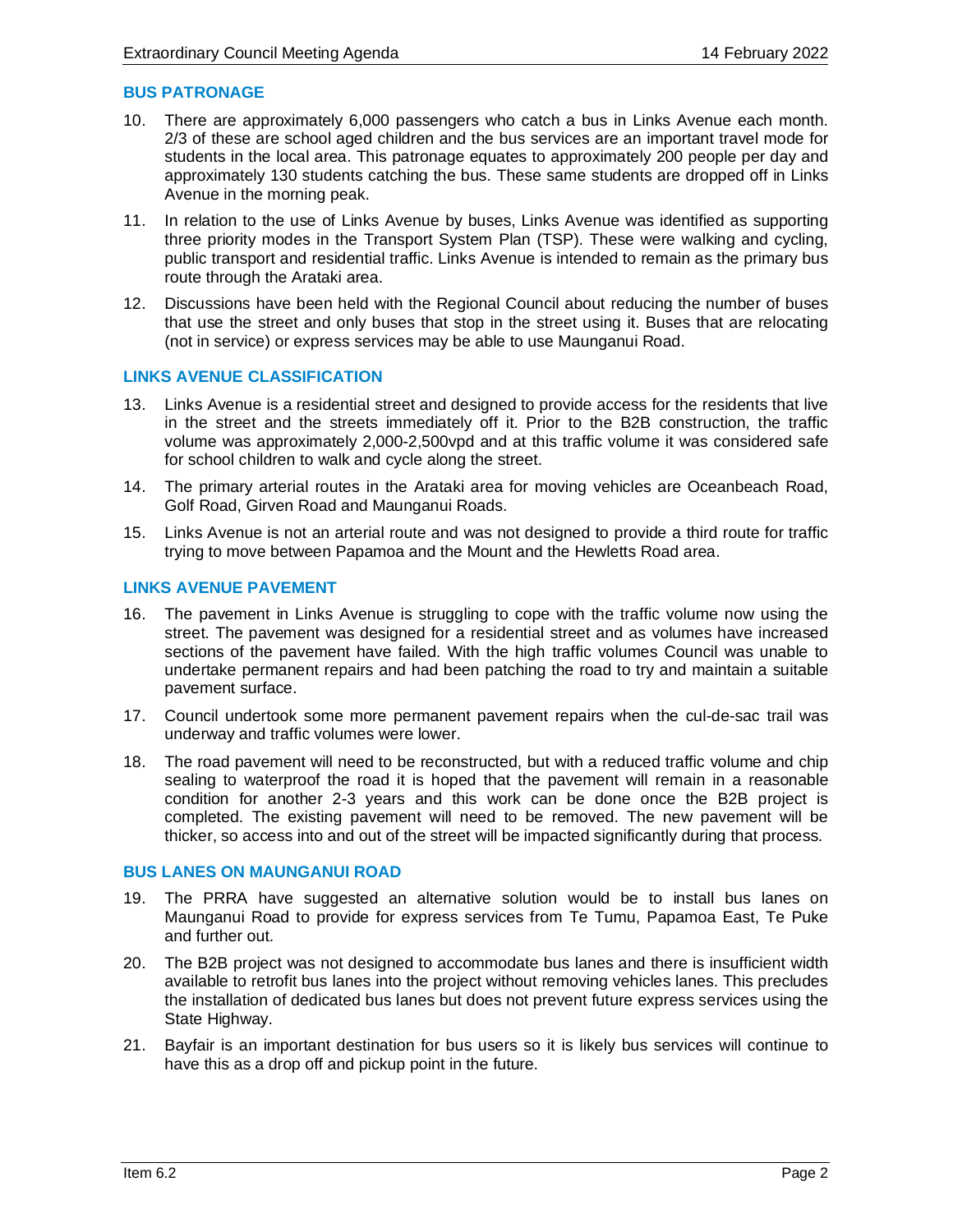## BUS PATRONAGE

10. There are approximately 6,000 passengers who catch a bus in Links Avenue each month. 2/3 of these are school aged children and the bus services are an important travel mode for students in the local area. This patronage equates to approximately 200 people per day and approximately 130 students catching the bus. These same students are dropped off in Links Avenue in the morning peak.

11. In relation to the use of Links Avenue by buses, Links Avenue was identified as supporting three priority modes in the Transport System Plan (TSP). These were walking and cycling, public transport and residential traffic. Links Avenue is intended to remain as the primary bus route through the Arataki area.

12. Discussions have been held with the Regional Council about reducing the number of buses that use the street and only buses that stop in the street using it. Buses that are relocating (not in service) or express services may be able to use Maunganui Road.

## LINKS AVENUE CLASSIFICATION

13. Links Avenue is a residential street and designed to provide access for the residents that live in the street and the streets immediately off it. Prior to the B2B construction, the traffic volume was approximately 2,000-2,500vpd and at this traffic volume it was considered safe for school children to walk and cycle along the street.

14. The primary arterial routes in the Arataki area for moving vehicles are Oceanbeach Road, Golf Road, Girven Road and Maunganui Roads.

15. Links Avenue is not an arterial route and was not designed to provide a third route for traffic trying to move between Papamoa and the Mount and the Hewletts Road area.

## LINKS AVENUE PAVEMENT

16. The pavement in Links Avenue is struggling to cope with the traffic volume now using the street. The pavement was designed for a residential street and as volumes have increased sections of the pavement have failed. With the high traffic volumes Council was unable to undertake permanent repairs and had been patching the road to try and maintain a suitable pavement surface.

17. Council undertook some more permanent pavement repairs when the cul-de-sac trail was underway and traffic volumes were lower.

18. The road pavement will need to be reconstructed, but with a reduced traffic volume and chip sealing to waterproof the road it is hoped that the pavement will remain in a reasonable condition for another 2-3 years and this work can be done once the B2B project is completed. The existing pavement will need to be removed. The new pavement will be thicker, so access into and out of the street will be impacted significantly during that process.

## BUS LANES ON MAUNGANUI ROAD

19. The PRRA have suggested an alternative solution would be to install bus lanes on Maunganui Road to provide for express services from Te Tumu, Papamoa East, Te Puke and further out.

20. The B2B project was not designed to accommodate bus lanes and there is insufficient width available to retrofit bus lanes into the project without removing vehicles lanes. This precludes the installation of dedicated bus lanes but does not prevent future express services using the State Highway.

21. Bayfair is an important destination for bus users so it is likely bus services will continue to have this as a drop off and pickup point in the future.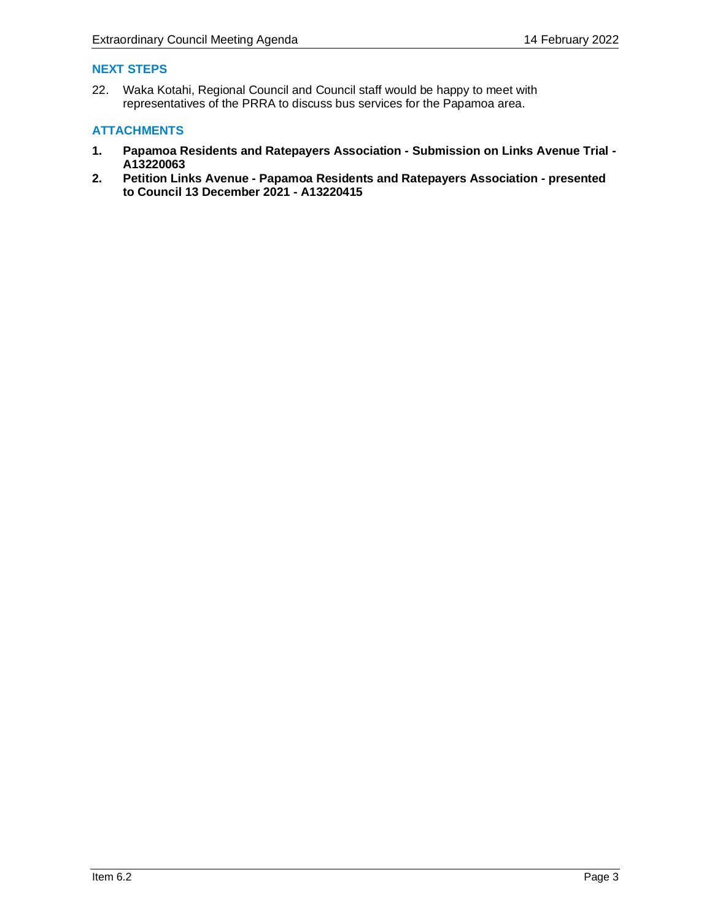## NEXT STEPS

22. Waka Kotahi, Regional Council and Council staff would be happy to meet with representatives of the PRRA to discuss bus services for the Papamoa area.

## ATTACHMENTS

1. **Papamoa Residents and Ratepayers Association - Submission on Links Avenue Trial - A13220063**
2. **Petition Links Avenue - Papamoa Residents and Ratepayers Association - presented to Council 13 December 2021 - A13220415**